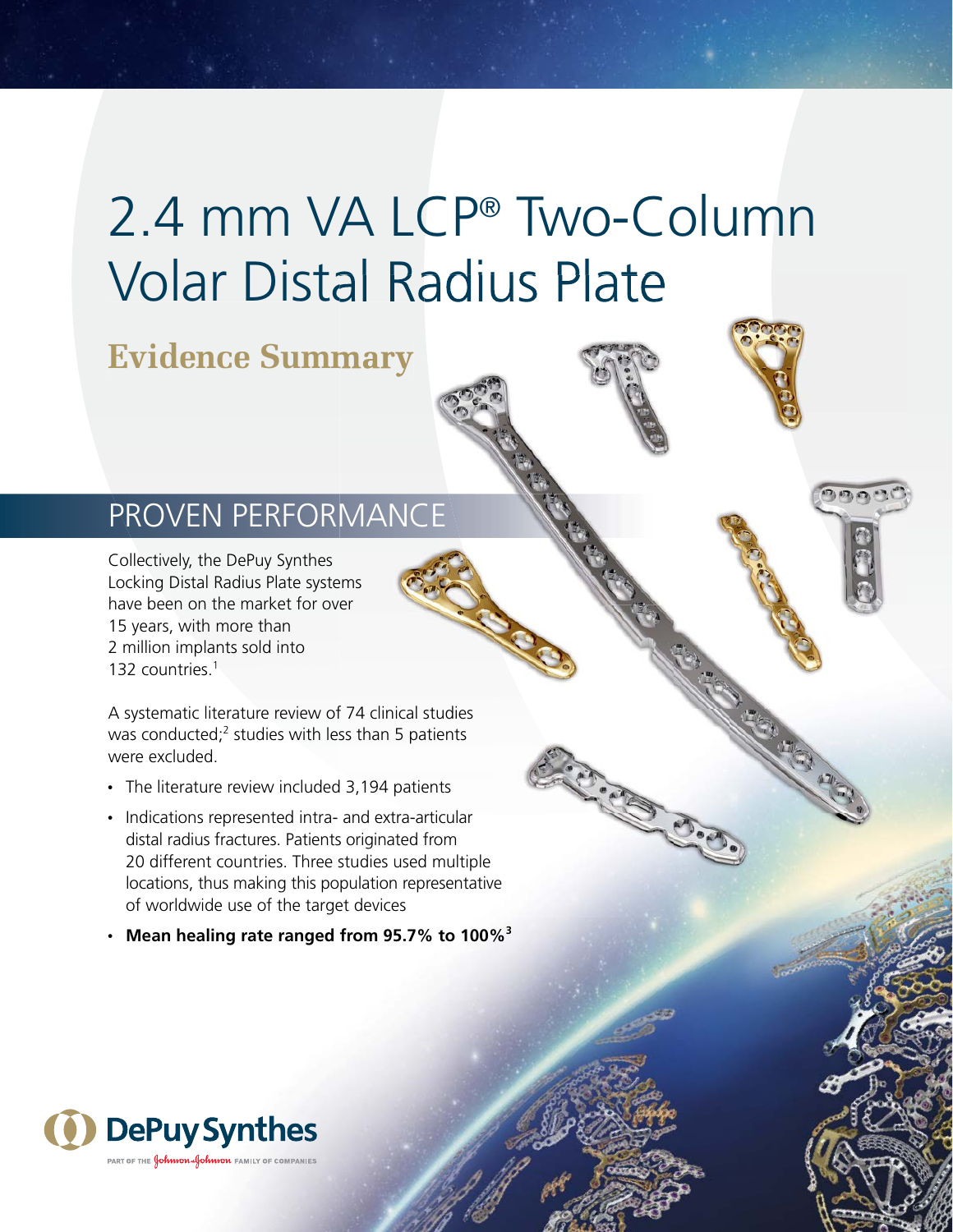# 2.4 mm VA LCP® Two-Column Volar Distal Radius Plate

## Evidence Summary

## PROVEN PERFORMANCE

Collectively, the DePuy Synthes Locking Distal Radius Plate systems have been on the market for over 15 years, with more than 2 million implants sold into 132 countries.[1]

A systematic literature review of 74 clinical studies was conducted;[2] studies with less than 5 patients were excluded.

- The literature review included 3,194 patients
- Indications represented intra- and extra-articular distal radius fractures. Patients originated from 20 different countries. Three studies used multiple locations, thus making this population representative of worldwide use of the target devices
- **Mean healing rate ranged from 95.7% to 100%[3]**

DePuy Synthes

PART OF THE Johnson & Johnson FAMILY OF COMPANIES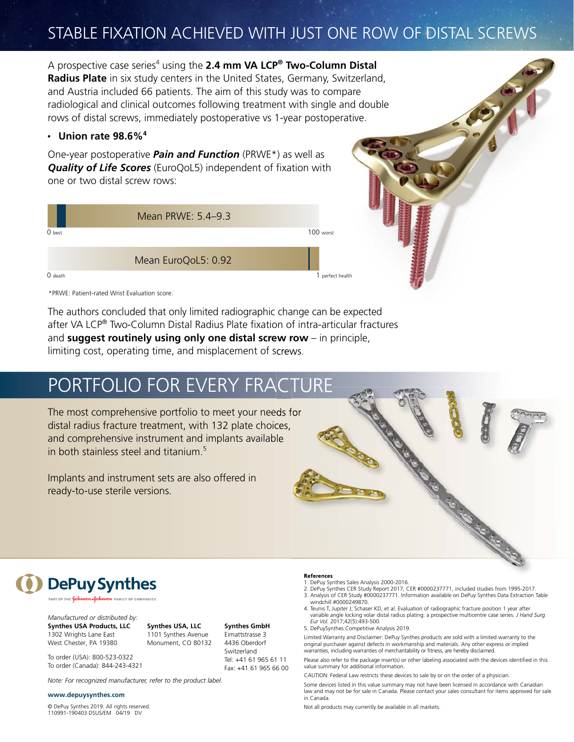# STABLE FIXATION ACHIEVED WITH JUST ONE ROW OF DISTAL SCREWS

A prospective case series[4] using the **2.4 mm VA LCP® Two-Column Distal Radius Plate** in six study centers in the United States, Germany, Switzerland, and Austria included 66 patients. The aim of this study was to compare radiological and clinical outcomes following treatment with single and double rows of distal screws, immediately postoperative vs 1-year postoperative.

- **Union rate 98.6%[4]**

One-year postoperative ***Pain and Function*** (PRWE*) as well as ***Quality of Life Scores*** (EuroQoL5) independent of fixation with one or two distal screw rows:

Mean PRWE: 5.4–9.3

0 best

100 worst

Mean EuroQoL5: 0.92

0 death

1 perfect health

*PRWE: Patient-rated Wrist Evaluation score.

The authors concluded that only limited radiographic change can be expected after VA LCP® Two-Column Distal Radius Plate fixation of intra-articular fractures and **suggest routinely using only one distal screw row** – in principle, limiting cost, operating time, and misplacement of screws.

# PORTFOLIO FOR EVERY FRACTURE

The most comprehensive portfolio to meet your needs for distal radius fracture treatment, with 132 plate choices, and comprehensive instrument and implants available in both stainless steel and titanium.[5]

Implants and instrument sets are also offered in ready-to-use sterile versions.

**DePuy Synthes**

PART OF THE Johnson & Johnson FAMILY OF COMPANIES

*Manufactured or distributed by:*

**Synthes USA Products, LLC**
1302 Wrights Lane East
West Chester, PA 19380

**Synthes USA, LLC**
1101 Synthes Avenue
Monument, CO 80132

**Synthes GmbH**
Eimattstrasse 3
4436 Oberdorf
Switzerland
Tel: +41 61 965 61 11
Fax: +41 61 965 66 00

To order (USA): 800-523-0322
To order (Canada): 844-243-4321

*Note: For recognized manufacturer, refer to the product label.*

**www.depuysynthes.com**

© DePuy Synthes 2019. All rights reserved.
110991-190403 DSUS/EM 04/19 DV

**References**

1. DePuy Synthes Sales Analysis 2000-2016.
2. DePuy Synthes CER Study Report 2017, CER #0000237771, included studies from 1995-2017.
3. Analysis of CER Study #0000237771. Information available on DePuy Synthes Data Extraction Table windchill #0000249870.
4. Teunis T, Jupiter J, Schaser KD, et al. Evaluation of radiographic fracture position 1 year after variable angle locking volar distal radius plating: a prospective multicentre case series. *J Hand Surg Eur Vol.* 2017;42(5):493-500.
5. DePuySynthes Competitive Analysis 2019.

Limited Warranty and Disclaimer: DePuy Synthes products are sold with a limited warranty to the original purchaser against defects in workmanship and materials. Any other express or implied warranties, including warranties of merchantability or fitness, are hereby disclaimed.

Please also refer to the package insert(s) or other labeling associated with the devices identified in this value summary for additional information.

CAUTION: Federal Law restricts these devices to sale by or on the order of a physician.

Some devices listed in this value summary may not have been licensed in accordance with Canadian law and may not be for sale in Canada. Please contact your sales consultant for items approved for sale in Canada.

Not all products may currently be available in all markets.